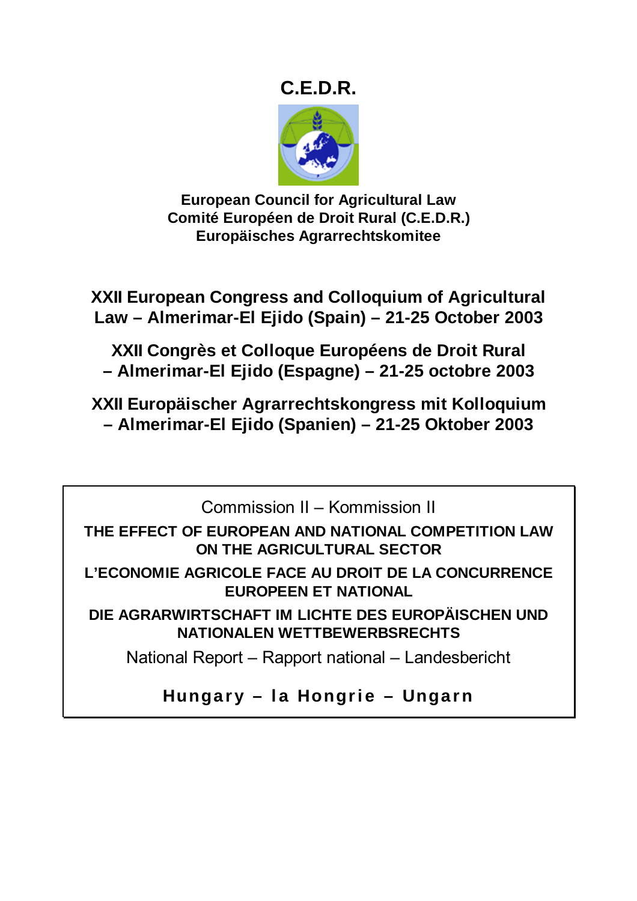# C.E.D.R.

**European Council for Agricultural Law**
**Comité Européen de Droit Rural (C.E.D.R.)**
**Europäisches Agrarrechtskomitee**

## XXII European Congress and Colloquium of Agricultural Law – Almerimar-El Ejido (Spain) – 21-25 October 2003

## XXII Congrès et Colloque Européens de Droit Rural – Almerimar-El Ejido (Espagne) – 21-25 octobre 2003

## XXII Europäischer Agrarrechtskongress mit Kolloquium – Almerimar-El Ejido (Spanien) – 21-25 Oktober 2003

Commission II – Kommission II

**THE EFFECT OF EUROPEAN AND NATIONAL COMPETITION LAW ON THE AGRICULTURAL SECTOR**

**L'ECONOMIE AGRICOLE FACE AU DROIT DE LA CONCURRENCE EUROPEEN ET NATIONAL**

**DIE AGRARWIRTSCHAFT IM LICHTE DES EUROPÄISCHEN UND NATIONALEN WETTBEWERBSRECHTS**

National Report – Rapport national – Landesbericht

**Hungary – la Hongrie – Ungarn**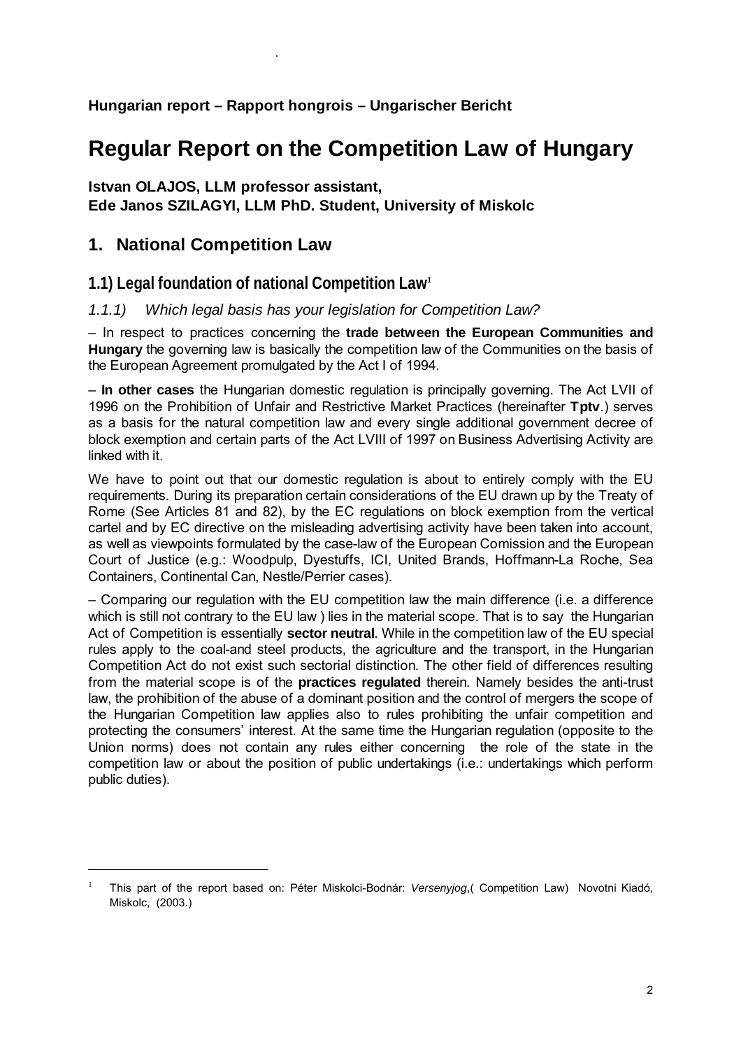**Hungarian report – Rapport hongrois – Ungarischer Bericht**

# Regular Report on the Competition Law of Hungary

**Istvan OLAJOS, LLM professor assistant,**
**Ede Janos SZILAGYI, LLM PhD. Student, University of Miskolc**

## 1. National Competition Law

### 1.1) Legal foundation of national Competition Law[1]

#### *1.1.1) Which legal basis has your legislation for Competition Law?*

– In respect to practices concerning the **trade between the European Communities and Hungary** the governing law is basically the competition law of the Communities on the basis of the European Agreement promulgated by the Act I of 1994.

– **In other cases** the Hungarian domestic regulation is principally governing. The Act LVII of 1996 on the Prohibition of Unfair and Restrictive Market Practices (hereinafter **Tptv**.) serves as a basis for the natural competition law and every single additional government decree of block exemption and certain parts of the Act LVIII of 1997 on Business Advertising Activity are linked with it.

We have to point out that our domestic regulation is about to entirely comply with the EU requirements. During its preparation certain considerations of the EU drawn up by the Treaty of Rome (See Articles 81 and 82), by the EC regulations on block exemption from the vertical cartel and by EC directive on the misleading advertising activity have been taken into account, as well as viewpoints formulated by the case-law of the European Comission and the European Court of Justice (e.g.: Woodpulp, Dyestuffs, ICI, United Brands, Hoffmann-La Roche, Sea Containers, Continental Can, Nestle/Perrier cases).

– Comparing our regulation with the EU competition law the main difference (i.e. a difference which is still not contrary to the EU law ) lies in the material scope. That is to say the Hungarian Act of Competition is essentially **sector neutral**. While in the competition law of the EU special rules apply to the coal-and steel products, the agriculture and the transport, in the Hungarian Competition Act do not exist such sectorial distinction. The other field of differences resulting from the material scope is of the **practices regulated** therein. Namely besides the anti-trust law, the prohibition of the abuse of a dominant position and the control of mergers the scope of the Hungarian Competition law applies also to rules prohibiting the unfair competition and protecting the consumers' interest. At the same time the Hungarian regulation (opposite to the Union norms) does not contain any rules either concerning the role of the state in the competition law or about the position of public undertakings (i.e.: undertakings which perform public duties).

---

[1] This part of the report based on: Péter Miskolci-Bodnár: *Versenyjog*,( Competition Law) Novotni Kiadó, Miskolc, (2003.)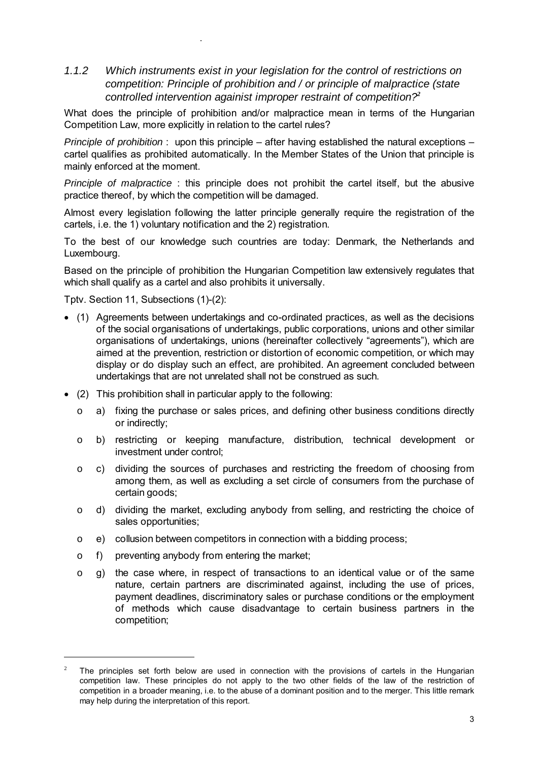### *1.1.2 Which instruments exist in your legislation for the control of restrictions on competition: Principle of prohibition and / or principle of malpractice (state controlled intervention againist improper restraint of competition?*[2]

What does the principle of prohibition and/or malpractice mean in terms of the Hungarian Competition Law, more explicitly in relation to the cartel rules?

*Principle of prohibition* : upon this principle – after having established the natural exceptions – cartel qualifies as prohibited automatically. In the Member States of the Union that principle is mainly enforced at the moment.

*Principle of malpractice* : this principle does not prohibit the cartel itself, but the abusive practice thereof, by which the competition will be damaged.

Almost every legislation following the latter principle generally require the registration of the cartels, i.e. the 1) voluntary notification and the 2) registration.

To the best of our knowledge such countries are today: Denmark, the Netherlands and Luxembourg.

Based on the principle of prohibition the Hungarian Competition law extensively regulates that which shall qualify as a cartel and also prohibits it universally.

Tptv. Section 11, Subsections (1)-(2):

- (1) Agreements between undertakings and co-ordinated practices, as well as the decisions of the social organisations of undertakings, public corporations, unions and other similar organisations of undertakings, unions (hereinafter collectively "agreements"), which are aimed at the prevention, restriction or distortion of economic competition, or which may display or do display such an effect, are prohibited. An agreement concluded between undertakings that are not unrelated shall not be construed as such.
- (2) This prohibition shall in particular apply to the following:
  - a) fixing the purchase or sales prices, and defining other business conditions directly or indirectly;
  - b) restricting or keeping manufacture, distribution, technical development or investment under control;
  - c) dividing the sources of purchases and restricting the freedom of choosing from among them, as well as excluding a set circle of consumers from the purchase of certain goods;
  - d) dividing the market, excluding anybody from selling, and restricting the choice of sales opportunities;
  - e) collusion between competitors in connection with a bidding process;
  - f) preventing anybody from entering the market;
  - g) the case where, in respect of transactions to an identical value or of the same nature, certain partners are discriminated against, including the use of prices, payment deadlines, discriminatory sales or purchase conditions or the employment of methods which cause disadvantage to certain business partners in the competition;

[2] The principles set forth below are used in connection with the provisions of cartels in the Hungarian competition law. These principles do not apply to the two other fields of the law of the restriction of competition in a broader meaning, i.e. to the abuse of a dominant position and to the merger. This little remark may help during the interpretation of this report.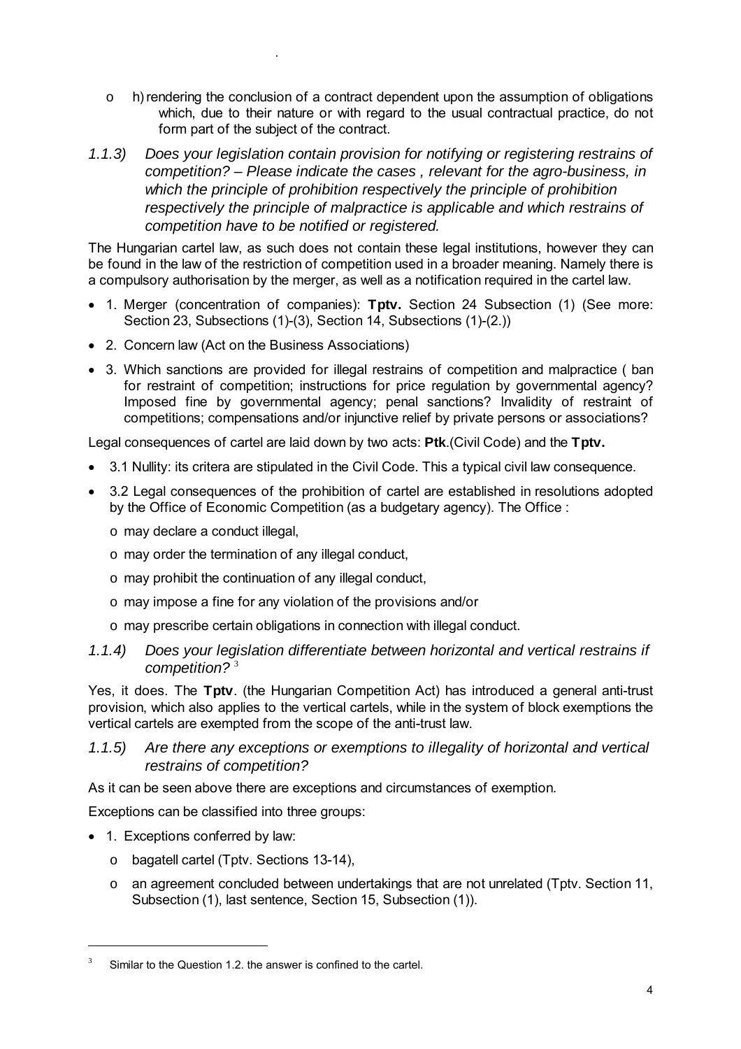- h) rendering the conclusion of a contract dependent upon the assumption of obligations which, due to their nature or with regard to the usual contractual practice, do not form part of the subject of the contract.

### *1.1.3) Does your legislation contain provision for notifying or registering restrains of competition? – Please indicate the cases , relevant for the agro-business, in which the principle of prohibition respectively the principle of prohibition respectively the principle of malpractice is applicable and which restrains of competition have to be notified or registered.*

The Hungarian cartel law, as such does not contain these legal institutions, however they can be found in the law of the restriction of competition used in a broader meaning. Namely there is a compulsory authorisation by the merger, as well as a notification required in the cartel law.

- 1. Merger (concentration of companies): **Tptv.** Section 24 Subsection (1) (See more: Section 23, Subsections (1)-(3), Section 14, Subsections (1)-(2.))
- 2. Concern law (Act on the Business Associations)
- 3. Which sanctions are provided for illegal restrains of competition and malpractice ( ban for restraint of competition; instructions for price regulation by governmental agency? Imposed fine by governmental agency; penal sanctions? Invalidity of restraint of competitions; compensations and/or injunctive relief by private persons or associations?

Legal consequences of cartel are laid down by two acts: **Ptk**.(Civil Code) and the **Tptv.**

- 3.1 Nullity: its critera are stipulated in the Civil Code. This a typical civil law consequence.
- 3.2 Legal consequences of the prohibition of cartel are established in resolutions adopted by the Office of Economic Competition (as a budgetary agency). The Office :
  - may declare a conduct illegal,
  - may order the termination of any illegal conduct,
  - may prohibit the continuation of any illegal conduct,
  - may impose a fine for any violation of the provisions and/or
  - may prescribe certain obligations in connection with illegal conduct.

### *1.1.4) Does your legislation differentiate between horizontal and vertical restrains if competition?* [3]

Yes, it does. The **Tptv**. (the Hungarian Competition Act) has introduced a general anti-trust provision, which also applies to the vertical cartels, while in the system of block exemptions the vertical cartels are exempted from the scope of the anti-trust law.

### *1.1.5) Are there any exceptions or exemptions to illegality of horizontal and vertical restrains of competition?*

As it can be seen above there are exceptions and circumstances of exemption.

Exceptions can be classified into three groups:

- 1. Exceptions conferred by law:
  - bagatell cartel (Tptv. Sections 13-14),
  - an agreement concluded between undertakings that are not unrelated (Tptv. Section 11, Subsection (1), last sentence, Section 15, Subsection (1)).

---

[3] Similar to the Question 1.2. the answer is confined to the cartel.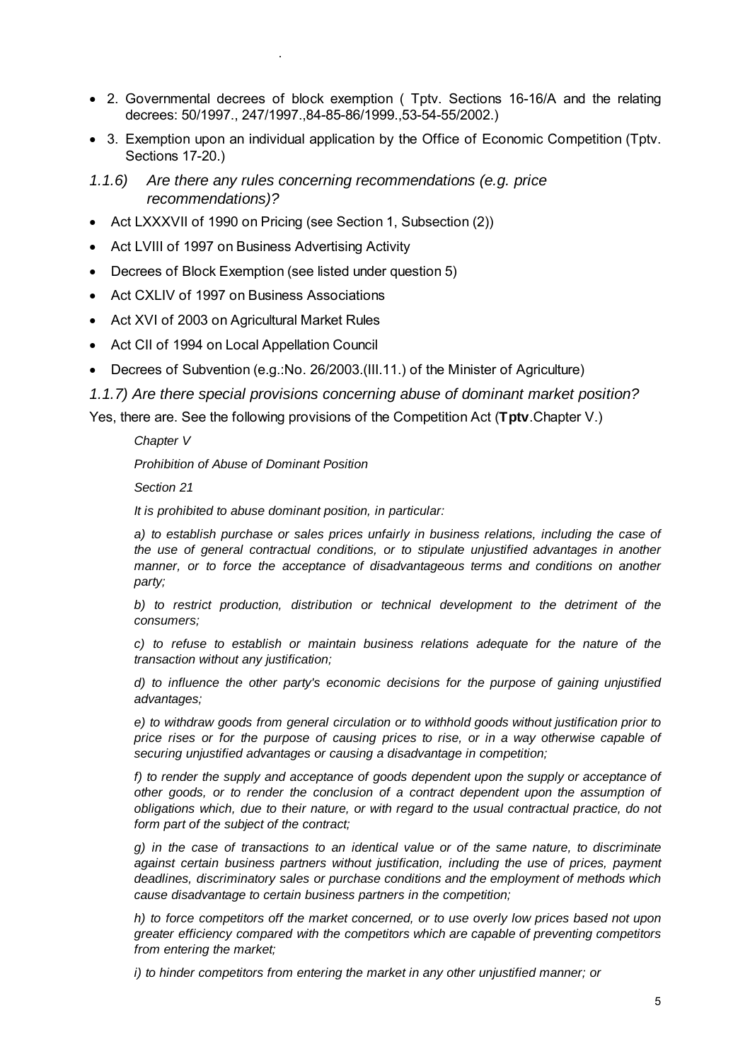- 2. Governmental decrees of block exemption ( Tptv. Sections 16-16/A and the relating decrees: 50/1997., 247/1997.,84-85-86/1999.,53-54-55/2002.)
- 3. Exemption upon an individual application by the Office of Economic Competition (Tptv. Sections 17-20.)

### *1.1.6) Are there any rules concerning recommendations (e.g. price recommendations)?*

- Act LXXXVII of 1990 on Pricing (see Section 1, Subsection (2))
- Act LVIII of 1997 on Business Advertising Activity
- Decrees of Block Exemption (see listed under question 5)
- Act CXLIV of 1997 on Business Associations
- Act XVI of 2003 on Agricultural Market Rules
- Act CII of 1994 on Local Appellation Council
- Decrees of Subvention (e.g.:No. 26/2003.(III.11.) of the Minister of Agriculture)

### *1.1.7) Are there special provisions concerning abuse of dominant market position?*

Yes, there are. See the following provisions of the Competition Act (**Tptv**.Chapter V.)

> *Chapter V*
>
> *Prohibition of Abuse of Dominant Position*
>
> *Section 21*
>
> *It is prohibited to abuse dominant position, in particular:*
>
> *a) to establish purchase or sales prices unfairly in business relations, including the case of the use of general contractual conditions, or to stipulate unjustified advantages in another manner, or to force the acceptance of disadvantageous terms and conditions on another party;*
>
> *b) to restrict production, distribution or technical development to the detriment of the consumers;*
>
> *c) to refuse to establish or maintain business relations adequate for the nature of the transaction without any justification;*
>
> *d) to influence the other party's economic decisions for the purpose of gaining unjustified advantages;*
>
> *e) to withdraw goods from general circulation or to withhold goods without justification prior to price rises or for the purpose of causing prices to rise, or in a way otherwise capable of securing unjustified advantages or causing a disadvantage in competition;*
>
> *f) to render the supply and acceptance of goods dependent upon the supply or acceptance of other goods, or to render the conclusion of a contract dependent upon the assumption of obligations which, due to their nature, or with regard to the usual contractual practice, do not form part of the subject of the contract;*
>
> *g) in the case of transactions to an identical value or of the same nature, to discriminate against certain business partners without justification, including the use of prices, payment deadlines, discriminatory sales or purchase conditions and the employment of methods which cause disadvantage to certain business partners in the competition;*
>
> *h) to force competitors off the market concerned, or to use overly low prices based not upon greater efficiency compared with the competitors which are capable of preventing competitors from entering the market;*
>
> *i) to hinder competitors from entering the market in any other unjustified manner; or*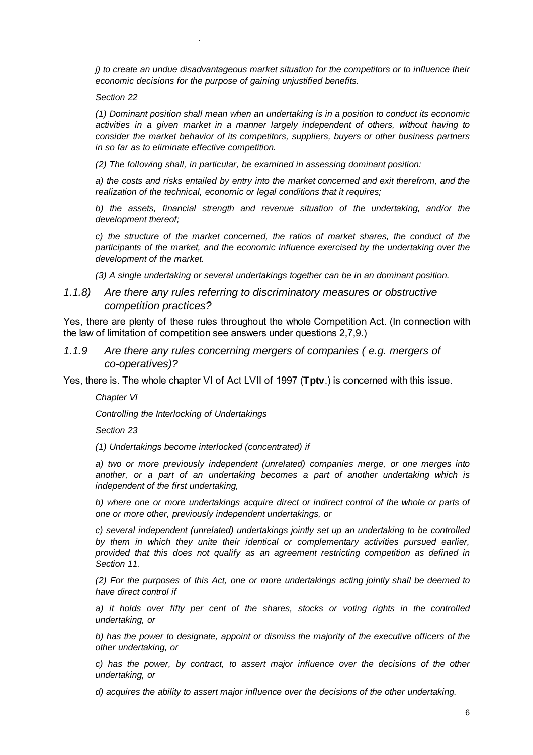*j) to create an undue disadvantageous market situation for the competitors or to influence their economic decisions for the purpose of gaining unjustified benefits.*

*Section 22*

*(1) Dominant position shall mean when an undertaking is in a position to conduct its economic activities in a given market in a manner largely independent of others, without having to consider the market behavior of its competitors, suppliers, buyers or other business partners in so far as to eliminate effective competition.*

*(2) The following shall, in particular, be examined in assessing dominant position:*

*a) the costs and risks entailed by entry into the market concerned and exit therefrom, and the realization of the technical, economic or legal conditions that it requires;*

*b) the assets, financial strength and revenue situation of the undertaking, and/or the development thereof;*

*c) the structure of the market concerned, the ratios of market shares, the conduct of the participants of the market, and the economic influence exercised by the undertaking over the development of the market.*

*(3) A single undertaking or several undertakings together can be in an dominant position.*

### *1.1.8) Are there any rules referring to discriminatory measures or obstructive competition practices?*

Yes, there are plenty of these rules throughout the whole Competition Act. (In connection with the law of limitation of competition see answers under questions 2,7,9.)

### *1.1.9 Are there any rules concerning mergers of companies ( e.g. mergers of co-operatives)?*

Yes, there is. The whole chapter VI of Act LVII of 1997 (**Tptv**.) is concerned with this issue.

*Chapter VI*

*Controlling the Interlocking of Undertakings*

*Section 23*

*(1) Undertakings become interlocked (concentrated) if*

*a) two or more previously independent (unrelated) companies merge, or one merges into another, or a part of an undertaking becomes a part of another undertaking which is independent of the first undertaking,*

*b) where one or more undertakings acquire direct or indirect control of the whole or parts of one or more other, previously independent undertakings, or*

*c) several independent (unrelated) undertakings jointly set up an undertaking to be controlled by them in which they unite their identical or complementary activities pursued earlier, provided that this does not qualify as an agreement restricting competition as defined in Section 11.*

*(2) For the purposes of this Act, one or more undertakings acting jointly shall be deemed to have direct control if*

*a) it holds over fifty per cent of the shares, stocks or voting rights in the controlled undertaking, or*

*b) has the power to designate, appoint or dismiss the majority of the executive officers of the other undertaking, or*

*c) has the power, by contract, to assert major influence over the decisions of the other undertaking, or*

*d) acquires the ability to assert major influence over the decisions of the other undertaking.*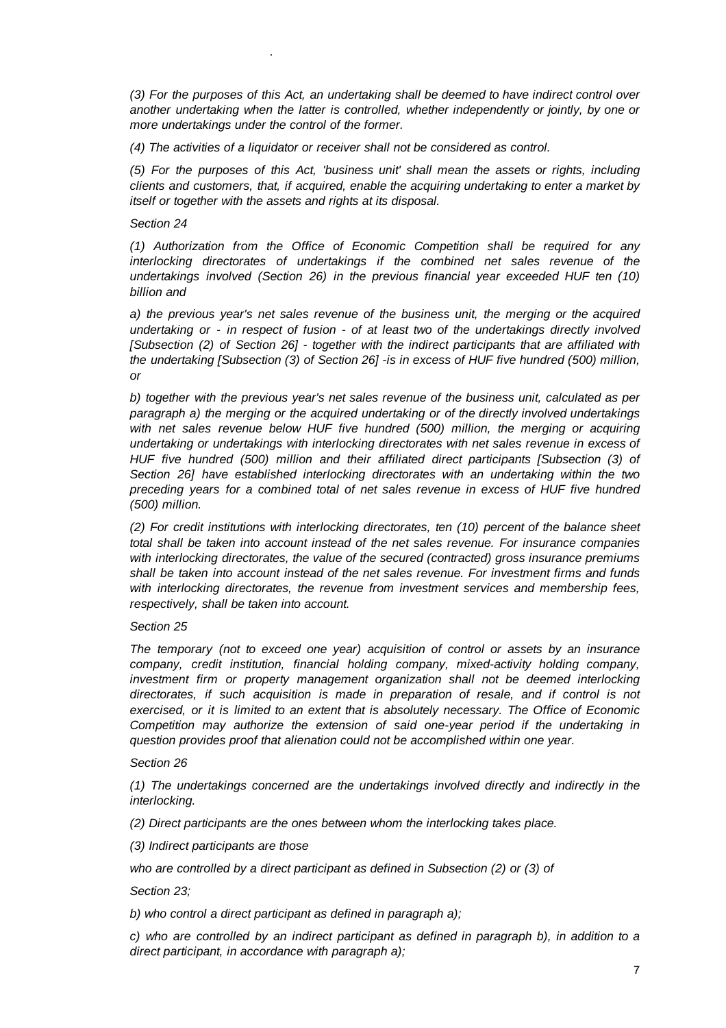*(3) For the purposes of this Act, an undertaking shall be deemed to have indirect control over another undertaking when the latter is controlled, whether independently or jointly, by one or more undertakings under the control of the former.*

*(4) The activities of a liquidator or receiver shall not be considered as control.*

*(5) For the purposes of this Act, 'business unit' shall mean the assets or rights, including clients and customers, that, if acquired, enable the acquiring undertaking to enter a market by itself or together with the assets and rights at its disposal.*

*Section 24*

*(1) Authorization from the Office of Economic Competition shall be required for any interlocking directorates of undertakings if the combined net sales revenue of the undertakings involved (Section 26) in the previous financial year exceeded HUF ten (10) billion and*

*a) the previous year's net sales revenue of the business unit, the merging or the acquired undertaking or - in respect of fusion - of at least two of the undertakings directly involved [Subsection (2) of Section 26] - together with the indirect participants that are affiliated with the undertaking [Subsection (3) of Section 26] -is in excess of HUF five hundred (500) million, or*

*b) together with the previous year's net sales revenue of the business unit, calculated as per paragraph a) the merging or the acquired undertaking or of the directly involved undertakings with net sales revenue below HUF five hundred (500) million, the merging or acquiring undertaking or undertakings with interlocking directorates with net sales revenue in excess of HUF five hundred (500) million and their affiliated direct participants [Subsection (3) of Section 26] have established interlocking directorates with an undertaking within the two preceding years for a combined total of net sales revenue in excess of HUF five hundred (500) million.*

*(2) For credit institutions with interlocking directorates, ten (10) percent of the balance sheet total shall be taken into account instead of the net sales revenue. For insurance companies with interlocking directorates, the value of the secured (contracted) gross insurance premiums shall be taken into account instead of the net sales revenue. For investment firms and funds with interlocking directorates, the revenue from investment services and membership fees, respectively, shall be taken into account.*

*Section 25*

*The temporary (not to exceed one year) acquisition of control or assets by an insurance company, credit institution, financial holding company, mixed-activity holding company, investment firm or property management organization shall not be deemed interlocking directorates, if such acquisition is made in preparation of resale, and if control is not exercised, or it is limited to an extent that is absolutely necessary. The Office of Economic Competition may authorize the extension of said one-year period if the undertaking in question provides proof that alienation could not be accomplished within one year.*

*Section 26*

*(1) The undertakings concerned are the undertakings involved directly and indirectly in the interlocking.*

*(2) Direct participants are the ones between whom the interlocking takes place.*

*(3) Indirect participants are those*

*who are controlled by a direct participant as defined in Subsection (2) or (3) of*

*Section 23;*

*b) who control a direct participant as defined in paragraph a);*

*c) who are controlled by an indirect participant as defined in paragraph b), in addition to a direct participant, in accordance with paragraph a);*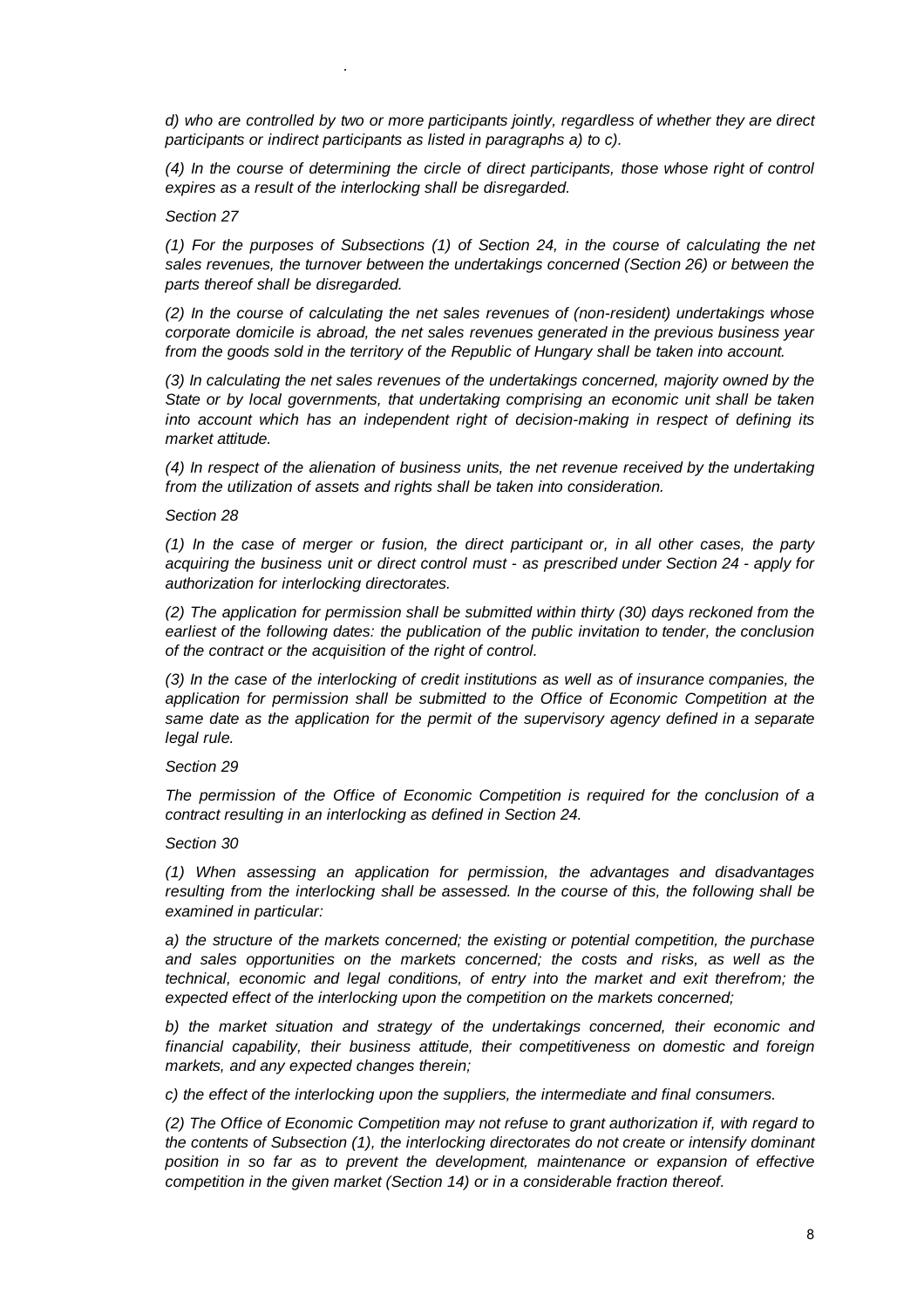*d) who are controlled by two or more participants jointly, regardless of whether they are direct participants or indirect participants as listed in paragraphs a) to c).*

*(4) In the course of determining the circle of direct participants, those whose right of control expires as a result of the interlocking shall be disregarded.*

*Section 27*

*(1) For the purposes of Subsections (1) of Section 24, in the course of calculating the net sales revenues, the turnover between the undertakings concerned (Section 26) or between the parts thereof shall be disregarded.*

*(2) In the course of calculating the net sales revenues of (non-resident) undertakings whose corporate domicile is abroad, the net sales revenues generated in the previous business year from the goods sold in the territory of the Republic of Hungary shall be taken into account.*

*(3) In calculating the net sales revenues of the undertakings concerned, majority owned by the State or by local governments, that undertaking comprising an economic unit shall be taken into account which has an independent right of decision-making in respect of defining its market attitude.*

*(4) In respect of the alienation of business units, the net revenue received by the undertaking from the utilization of assets and rights shall be taken into consideration.*

*Section 28*

*(1) In the case of merger or fusion, the direct participant or, in all other cases, the party acquiring the business unit or direct control must - as prescribed under Section 24 - apply for authorization for interlocking directorates.*

*(2) The application for permission shall be submitted within thirty (30) days reckoned from the earliest of the following dates: the publication of the public invitation to tender, the conclusion of the contract or the acquisition of the right of control.*

*(3) In the case of the interlocking of credit institutions as well as of insurance companies, the application for permission shall be submitted to the Office of Economic Competition at the same date as the application for the permit of the supervisory agency defined in a separate legal rule.*

*Section 29*

*The permission of the Office of Economic Competition is required for the conclusion of a contract resulting in an interlocking as defined in Section 24.*

*Section 30*

*(1) When assessing an application for permission, the advantages and disadvantages resulting from the interlocking shall be assessed. In the course of this, the following shall be examined in particular:*

*a) the structure of the markets concerned; the existing or potential competition, the purchase and sales opportunities on the markets concerned; the costs and risks, as well as the technical, economic and legal conditions, of entry into the market and exit therefrom; the expected effect of the interlocking upon the competition on the markets concerned;*

*b) the market situation and strategy of the undertakings concerned, their economic and financial capability, their business attitude, their competitiveness on domestic and foreign markets, and any expected changes therein;*

*c) the effect of the interlocking upon the suppliers, the intermediate and final consumers.*

*(2) The Office of Economic Competition may not refuse to grant authorization if, with regard to the contents of Subsection (1), the interlocking directorates do not create or intensify dominant position in so far as to prevent the development, maintenance or expansion of effective competition in the given market (Section 14) or in a considerable fraction thereof.*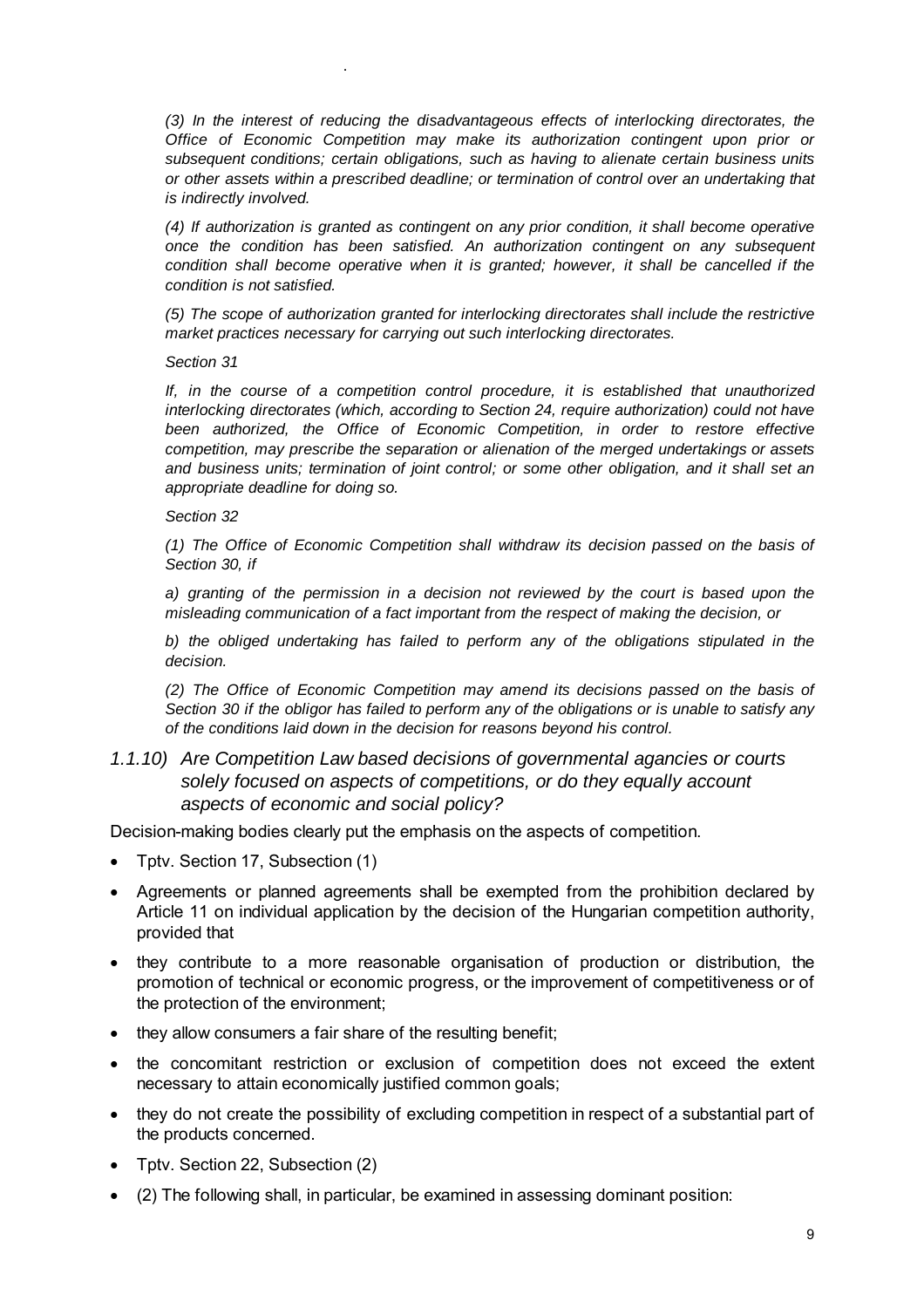*(3) In the interest of reducing the disadvantageous effects of interlocking directorates, the Office of Economic Competition may make its authorization contingent upon prior or subsequent conditions; certain obligations, such as having to alienate certain business units or other assets within a prescribed deadline; or termination of control over an undertaking that is indirectly involved.*

*(4) If authorization is granted as contingent on any prior condition, it shall become operative once the condition has been satisfied. An authorization contingent on any subsequent condition shall become operative when it is granted; however, it shall be cancelled if the condition is not satisfied.*

*(5) The scope of authorization granted for interlocking directorates shall include the restrictive market practices necessary for carrying out such interlocking directorates.*

*Section 31*

*If, in the course of a competition control procedure, it is established that unauthorized interlocking directorates (which, according to Section 24, require authorization) could not have been authorized, the Office of Economic Competition, in order to restore effective competition, may prescribe the separation or alienation of the merged undertakings or assets and business units; termination of joint control; or some other obligation, and it shall set an appropriate deadline for doing so.*

*Section 32*

*(1) The Office of Economic Competition shall withdraw its decision passed on the basis of Section 30, if*

*a) granting of the permission in a decision not reviewed by the court is based upon the misleading communication of a fact important from the respect of making the decision, or*

*b) the obliged undertaking has failed to perform any of the obligations stipulated in the decision.*

*(2) The Office of Economic Competition may amend its decisions passed on the basis of Section 30 if the obligor has failed to perform any of the obligations or is unable to satisfy any of the conditions laid down in the decision for reasons beyond his control.*

### *1.1.10) Are Competition Law based decisions of governmental agancies or courts solely focused on aspects of competitions, or do they equally account aspects of economic and social policy?*

Decision-making bodies clearly put the emphasis on the aspects of competition.

- Tptv. Section 17, Subsection (1)
- Agreements or planned agreements shall be exempted from the prohibition declared by Article 11 on individual application by the decision of the Hungarian competition authority, provided that
- they contribute to a more reasonable organisation of production or distribution, the promotion of technical or economic progress, or the improvement of competitiveness or of the protection of the environment;
- they allow consumers a fair share of the resulting benefit;
- the concomitant restriction or exclusion of competition does not exceed the extent necessary to attain economically justified common goals;
- they do not create the possibility of excluding competition in respect of a substantial part of the products concerned.
- Tptv. Section 22, Subsection (2)
- (2) The following shall, in particular, be examined in assessing dominant position: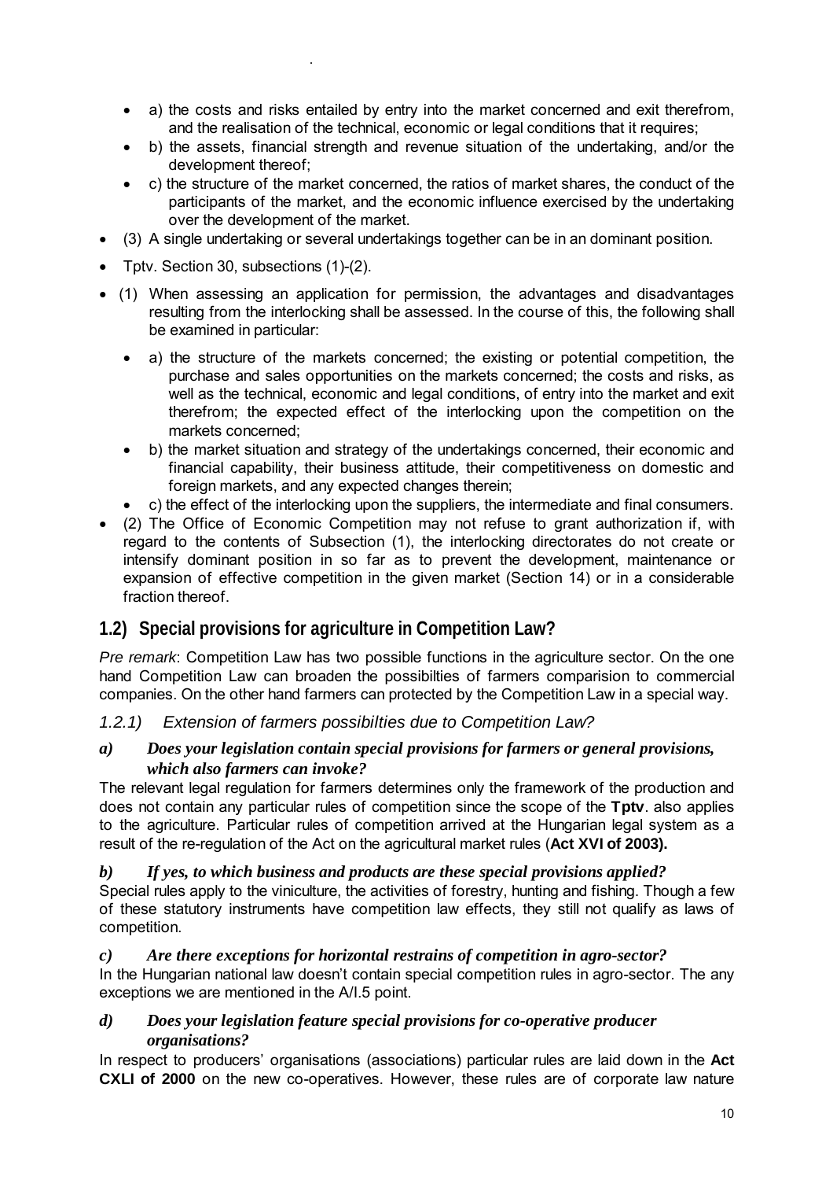- a) the costs and risks entailed by entry into the market concerned and exit therefrom, and the realisation of the technical, economic or legal conditions that it requires;
  - b) the assets, financial strength and revenue situation of the undertaking, and/or the development thereof;
  - c) the structure of the market concerned, the ratios of market shares, the conduct of the participants of the market, and the economic influence exercised by the undertaking over the development of the market.
- (3) A single undertaking or several undertakings together can be in an dominant position.
- Tptv. Section 30, subsections (1)-(2).
- (1) When assessing an application for permission, the advantages and disadvantages resulting from the interlocking shall be assessed. In the course of this, the following shall be examined in particular:
  - a) the structure of the markets concerned; the existing or potential competition, the purchase and sales opportunities on the markets concerned; the costs and risks, as well as the technical, economic and legal conditions, of entry into the market and exit therefrom; the expected effect of the interlocking upon the competition on the markets concerned;
  - b) the market situation and strategy of the undertakings concerned, their economic and financial capability, their business attitude, their competitiveness on domestic and foreign markets, and any expected changes therein;
  - c) the effect of the interlocking upon the suppliers, the intermediate and final consumers.
- (2) The Office of Economic Competition may not refuse to grant authorization if, with regard to the contents of Subsection (1), the interlocking directorates do not create or intensify dominant position in so far as to prevent the development, maintenance or expansion of effective competition in the given market (Section 14) or in a considerable fraction thereof.

## 1.2) Special provisions for agriculture in Competition Law?

*Pre remark*: Competition Law has two possible functions in the agriculture sector. On the one hand Competition Law can broaden the possibilties of farmers comparision to commercial companies. On the other hand farmers can protected by the Competition Law in a special way.

### *1.2.1) Extension of farmers possibilties due to Competition Law?*

#### ***a) Does your legislation contain special provisions for farmers or general provisions, which also farmers can invoke?***

The relevant legal regulation for farmers determines only the framework of the production and does not contain any particular rules of competition since the scope of the **Tptv**. also applies to the agriculture. Particular rules of competition arrived at the Hungarian legal system as a result of the re-regulation of the Act on the agricultural market rules (**Act XVI of 2003).**

#### ***b) If yes, to which business and products are these special provisions applied?***

Special rules apply to the viniculture, the activities of forestry, hunting and fishing. Though a few of these statutory instruments have competition law effects, they still not qualify as laws of competition.

#### ***c) Are there exceptions for horizontal restrains of competition in agro-sector?***

In the Hungarian national law doesn't contain special competition rules in agro-sector. The any exceptions we are mentioned in the A/I.5 point.

#### ***d) Does your legislation feature special provisions for co-operative producer organisations?***

In respect to producers' organisations (associations) particular rules are laid down in the **Act CXLI of 2000** on the new co-operatives. However, these rules are of corporate law nature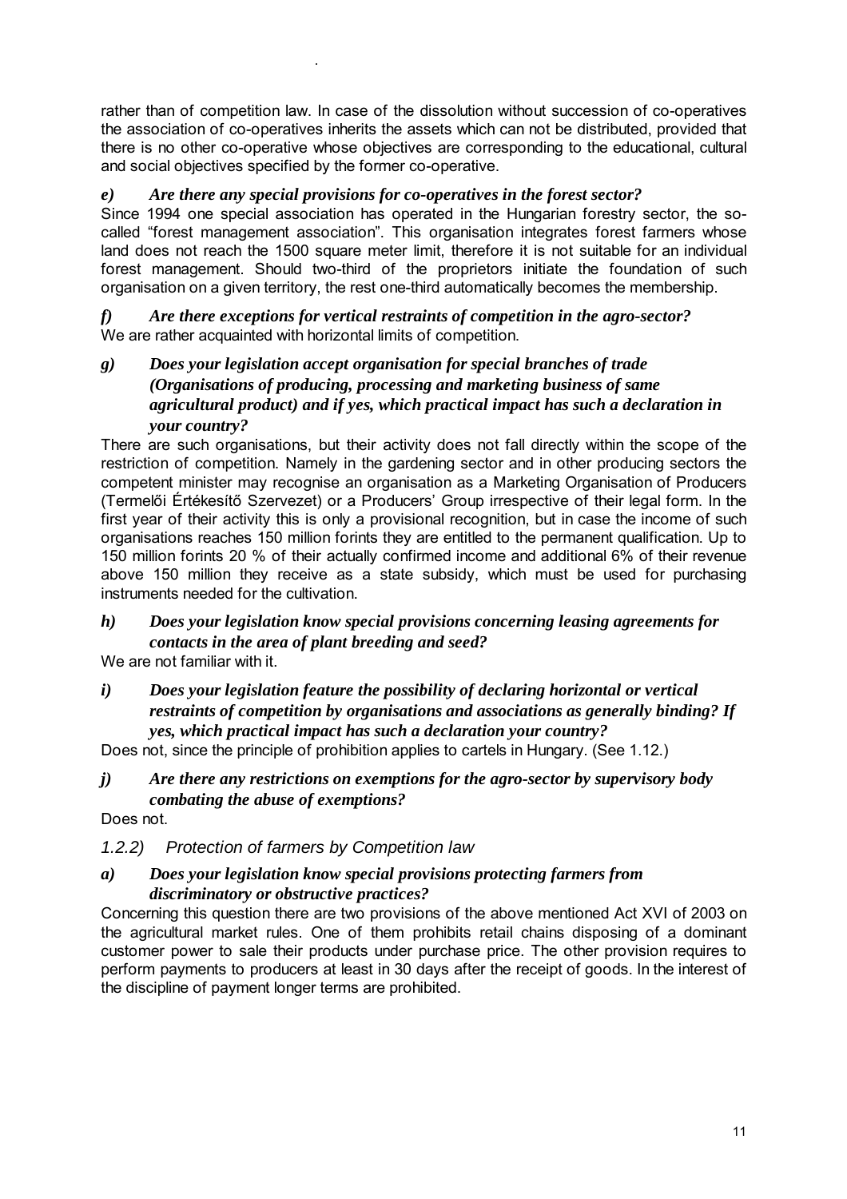rather than of competition law. In case of the dissolution without succession of co-operatives the association of co-operatives inherits the assets which can not be distributed, provided that there is no other co-operative whose objectives are corresponding to the educational, cultural and social objectives specified by the former co-operative.

***e) Are there any special provisions for co-operatives in the forest sector?***

Since 1994 one special association has operated in the Hungarian forestry sector, the so-called "forest management association". This organisation integrates forest farmers whose land does not reach the 1500 square meter limit, therefore it is not suitable for an individual forest management. Should two-third of the proprietors initiate the foundation of such organisation on a given territory, the rest one-third automatically becomes the membership.

***f) Are there exceptions for vertical restraints of competition in the agro-sector?***

We are rather acquainted with horizontal limits of competition.

***g) Does your legislation accept organisation for special branches of trade (Organisations of producing, processing and marketing business of same agricultural product) and if yes, which practical impact has such a declaration in your country?***

There are such organisations, but their activity does not fall directly within the scope of the restriction of competition. Namely in the gardening sector and in other producing sectors the competent minister may recognise an organisation as a Marketing Organisation of Producers (Termelői Értékesítő Szervezet) or a Producers' Group irrespective of their legal form. In the first year of their activity this is only a provisional recognition, but in case the income of such organisations reaches 150 million forints they are entitled to the permanent qualification. Up to 150 million forints 20 % of their actually confirmed income and additional 6% of their revenue above 150 million they receive as a state subsidy, which must be used for purchasing instruments needed for the cultivation.

***h) Does your legislation know special provisions concerning leasing agreements for contacts in the area of plant breeding and seed?***

We are not familiar with it.

***i) Does your legislation feature the possibility of declaring horizontal or vertical restraints of competition by organisations and associations as generally binding? If yes, which practical impact has such a declaration your country?***

Does not, since the principle of prohibition applies to cartels in Hungary. (See 1.12.)

***j) Are there any restrictions on exemptions for the agro-sector by supervisory body combating the abuse of exemptions?***

Does not.

### *1.2.2) Protection of farmers by Competition law*

***a) Does your legislation know special provisions protecting farmers from discriminatory or obstructive practices?***

Concerning this question there are two provisions of the above mentioned Act XVI of 2003 on the agricultural market rules. One of them prohibits retail chains disposing of a dominant customer power to sale their products under purchase price. The other provision requires to perform payments to producers at least in 30 days after the receipt of goods. In the interest of the discipline of payment longer terms are prohibited.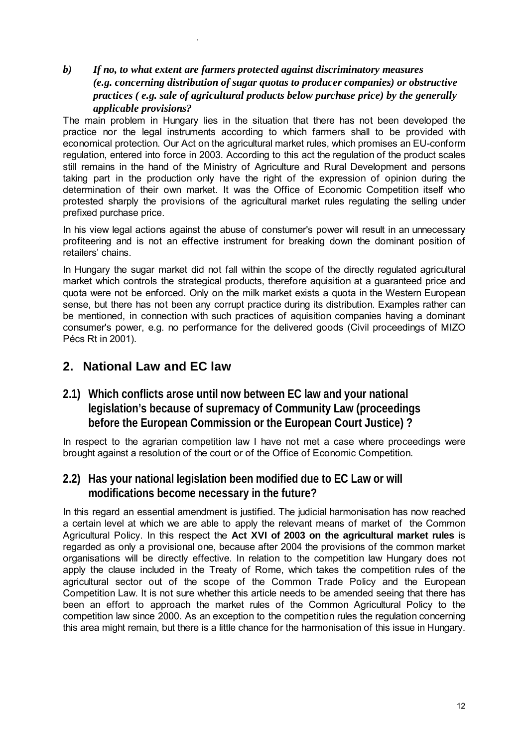***b) If no, to what extent are farmers protected against discriminatory measures (e.g. concerning distribution of sugar quotas to producer companies) or obstructive practices ( e.g. sale of agricultural products below purchase price) by the generally applicable provisions?***

The main problem in Hungary lies in the situation that there has not been developed the practice nor the legal instruments according to which farmers shall to be provided with economical protection. Our Act on the agricultural market rules, which promises an EU-conform regulation, entered into force in 2003. According to this act the regulation of the product scales still remains in the hand of the Ministry of Agriculture and Rural Development and persons taking part in the production only have the right of the expression of opinion during the determination of their own market. It was the Office of Economic Competition itself who protested sharply the provisions of the agricultural market rules regulating the selling under prefixed purchase price.

In his view legal actions against the abuse of constumer's power will result in an unnecessary profiteering and is not an effective instrument for breaking down the dominant position of retailers' chains.

In Hungary the sugar market did not fall within the scope of the directly regulated agricultural market which controls the strategical products, therefore aquisition at a guaranteed price and quota were not be enforced. Only on the milk market exists a quota in the Western European sense, but there has not been any corrupt practice during its distribution. Examples rather can be mentioned, in connection with such practices of aquisition companies having a dominant consumer's power, e.g. no performance for the delivered goods (Civil proceedings of MIZO Pécs Rt in 2001).

## 2. National Law and EC law

### 2.1) Which conflicts arose until now between EC law and your national legislation's because of supremacy of Community Law (proceedings before the European Commission or the European Court Justice) ?

In respect to the agrarian competition law I have not met a case where proceedings were brought against a resolution of the court or of the Office of Economic Competition.

### 2.2) Has your national legislation been modified due to EC Law or will modifications become necessary in the future?

In this regard an essential amendment is justified. The judicial harmonisation has now reached a certain level at which we are able to apply the relevant means of market of the Common Agricultural Policy. In this respect the **Act XVI of 2003 on the agricultural market rules** is regarded as only a provisional one, because after 2004 the provisions of the common market organisations will be directly effective. In relation to the competition law Hungary does not apply the clause included in the Treaty of Rome, which takes the competition rules of the agricultural sector out of the scope of the Common Trade Policy and the European Competition Law. It is not sure whether this article needs to be amended seeing that there has been an effort to approach the market rules of the Common Agricultural Policy to the competition law since 2000. As an exception to the competition rules the regulation concerning this area might remain, but there is a little chance for the harmonisation of this issue in Hungary.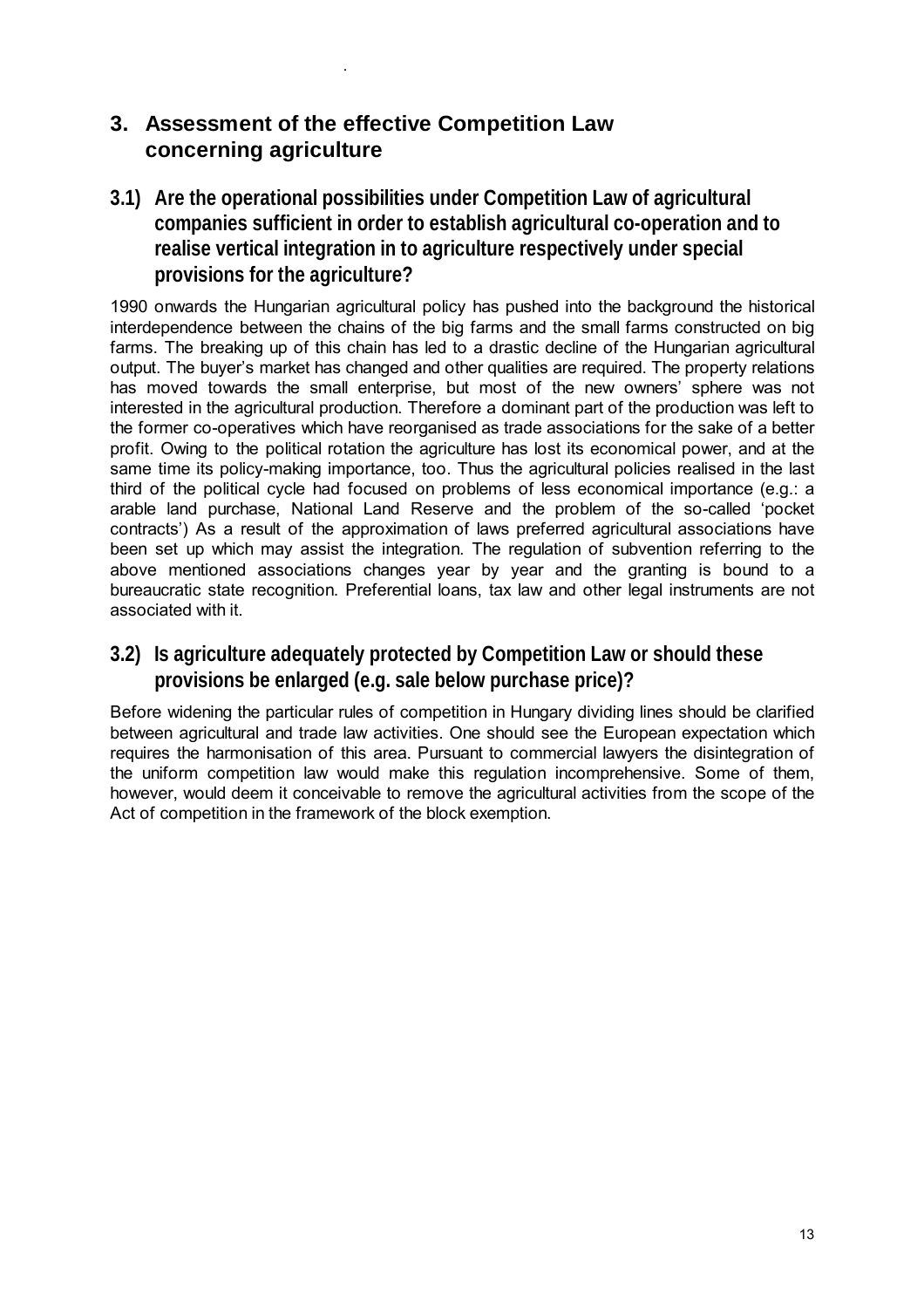## 3. Assessment of the effective Competition Law concerning agriculture

### 3.1) Are the operational possibilities under Competition Law of agricultural companies sufficient in order to establish agricultural co-operation and to realise vertical integration in to agriculture respectively under special provisions for the agriculture?

1990 onwards the Hungarian agricultural policy has pushed into the background the historical interdependence between the chains of the big farms and the small farms constructed on big farms. The breaking up of this chain has led to a drastic decline of the Hungarian agricultural output. The buyer's market has changed and other qualities are required. The property relations has moved towards the small enterprise, but most of the new owners' sphere was not interested in the agricultural production. Therefore a dominant part of the production was left to the former co-operatives which have reorganised as trade associations for the sake of a better profit. Owing to the political rotation the agriculture has lost its economical power, and at the same time its policy-making importance, too. Thus the agricultural policies realised in the last third of the political cycle had focused on problems of less economical importance (e.g.: a arable land purchase, National Land Reserve and the problem of the so-called 'pocket contracts') As a result of the approximation of laws preferred agricultural associations have been set up which may assist the integration. The regulation of subvention referring to the above mentioned associations changes year by year and the granting is bound to a bureaucratic state recognition. Preferential loans, tax law and other legal instruments are not associated with it.

### 3.2) Is agriculture adequately protected by Competition Law or should these provisions be enlarged (e.g. sale below purchase price)?

Before widening the particular rules of competition in Hungary dividing lines should be clarified between agricultural and trade law activities. One should see the European expectation which requires the harmonisation of this area. Pursuant to commercial lawyers the disintegration of the uniform competition law would make this regulation incomprehensive. Some of them, however, would deem it conceivable to remove the agricultural activities from the scope of the Act of competition in the framework of the block exemption.